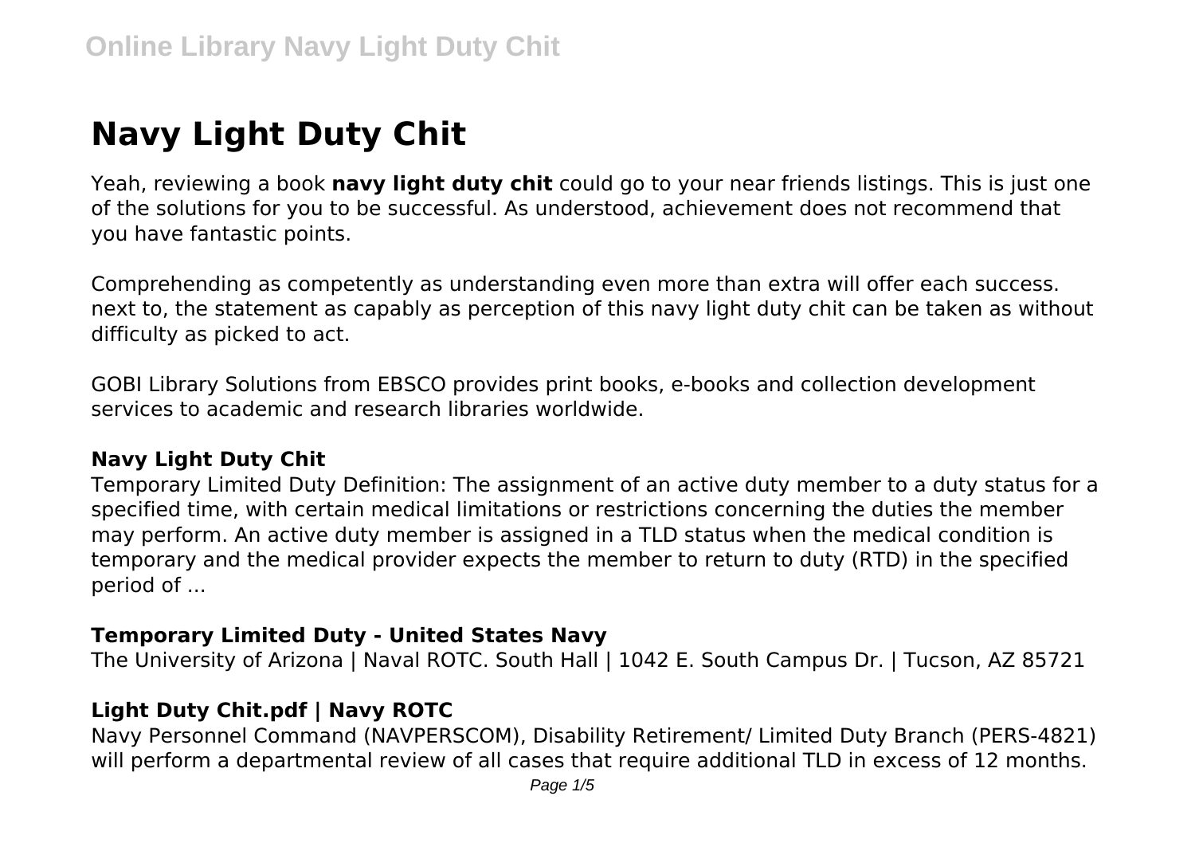# Navy Light Duty Chit

Yeah, reviewing a book **navy light duty chit** could go to your near friends listings. This is just one of the solutions for you to be successful. As understood, achievement does not recommend that you have fantastic points.

Comprehending as competently as understanding even more than extra will offer each success. next to, the statement as capably as perception of this navy light duty chit can be taken as without difficulty as picked to act.

GOBI Library Solutions from EBSCO provides print books, e-books and collection development services to academic and research libraries worldwide.

### Navy Light Duty Chit

Temporary Limited Duty Definition: The assignment of an active duty member to a duty status for a specified time, with certain medical limitations or restrictions concerning the duties the member may perform. An active duty member is assigned in a TLD status when the medical condition is temporary and the medical provider expects the member to return to duty (RTD) in the specified period of ...

### Temporary Limited Duty - United States Navy

The University of Arizona | Naval ROTC. South Hall | 1042 E. South Campus Dr. | Tucson, AZ 85721

### Light Duty Chit.pdf | Navy ROTC

Navy Personnel Command (NAVPERSCOM), Disability Retirement/ Limited Duty Branch (PERS-4821) will perform a departmental review of all cases that require additional TLD in excess of 12 months.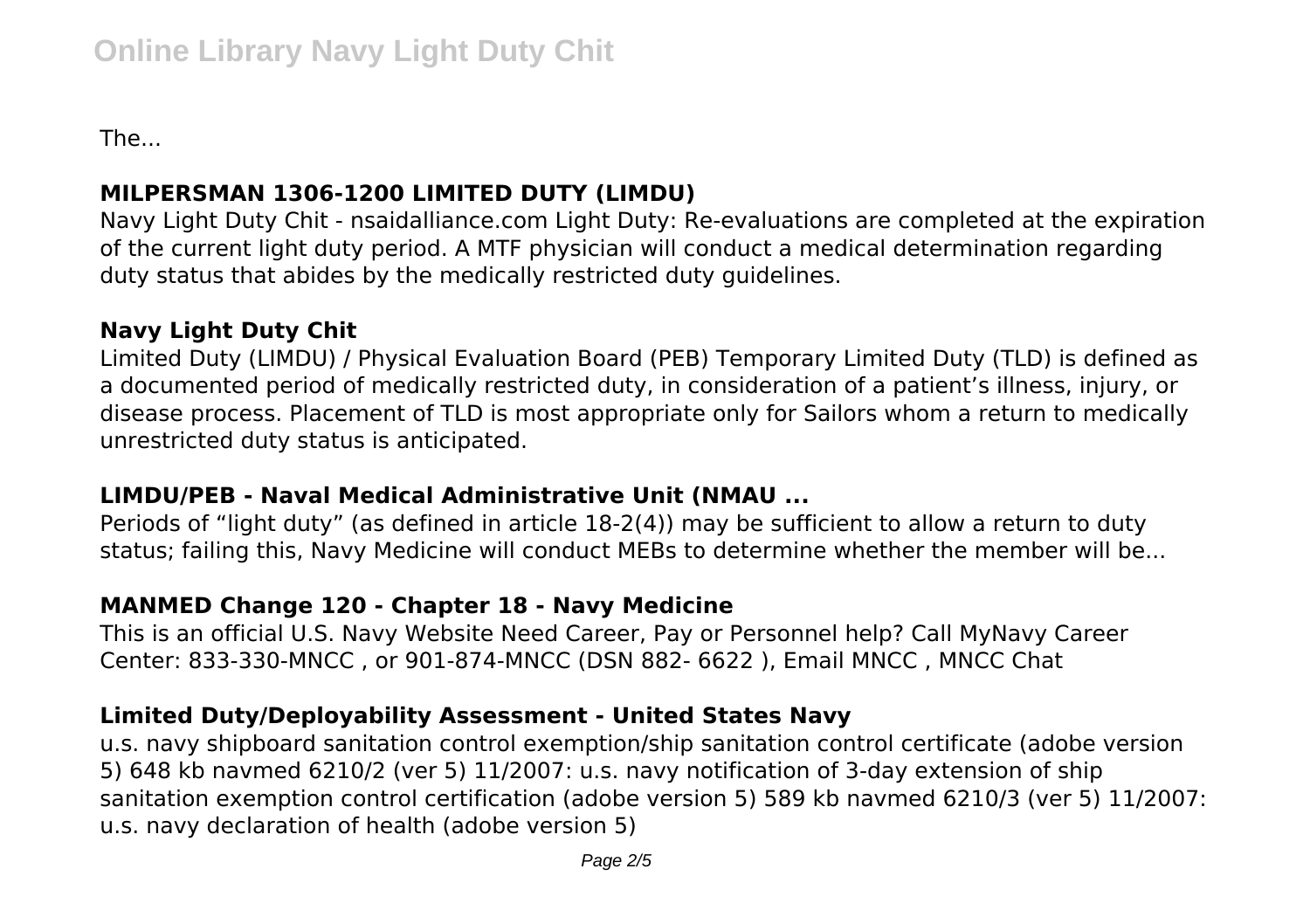The...

### MILPERSMAN 1306-1200 LIMITED DUTY (LIMDU)

Navy Light Duty Chit - nsaidalliance.com Light Duty: Re-evaluations are completed at the expiration of the current light duty period. A MTF physician will conduct a medical determination regarding duty status that abides by the medically restricted duty guidelines.

### Navy Light Duty Chit

Limited Duty (LIMDU) / Physical Evaluation Board (PEB) Temporary Limited Duty (TLD) is defined as a documented period of medically restricted duty, in consideration of a patient's illness, injury, or disease process. Placement of TLD is most appropriate only for Sailors whom a return to medically unrestricted duty status is anticipated.

### LIMDU/PEB - Naval Medical Administrative Unit (NMAU ...

Periods of "light duty" (as defined in article 18-2(4)) may be sufficient to allow a return to duty status; failing this, Navy Medicine will conduct MEBs to determine whether the member will be...

### MANMED Change 120 - Chapter 18 - Navy Medicine

This is an official U.S. Navy Website Need Career, Pay or Personnel help? Call MyNavy Career Center: 833-330-MNCC , or 901-874-MNCC (DSN 882- 6622 ), Email MNCC , MNCC Chat

### Limited Duty/Deployability Assessment - United States Navy

u.s. navy shipboard sanitation control exemption/ship sanitation control certificate (adobe version 5) 648 kb navmed 6210/2 (ver 5) 11/2007: u.s. navy notification of 3-day extension of ship sanitation exemption control certification (adobe version 5) 589 kb navmed 6210/3 (ver 5) 11/2007: u.s. navy declaration of health (adobe version 5)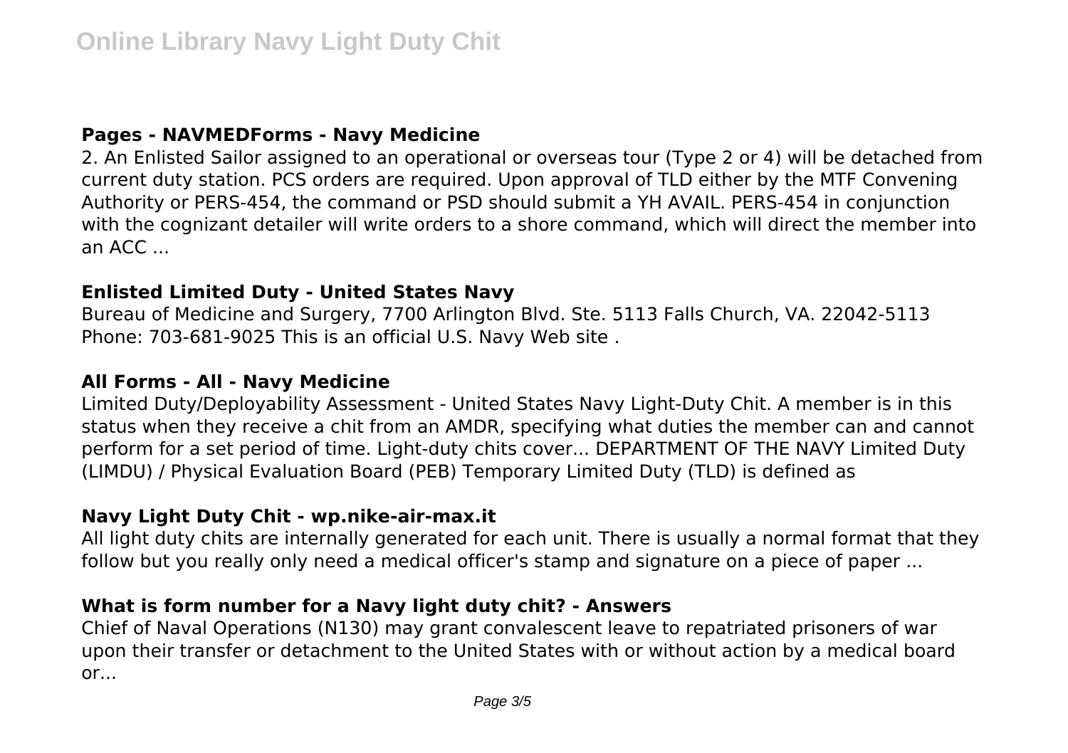### Pages - NAVMEDForms - Navy Medicine

2. An Enlisted Sailor assigned to an operational or overseas tour (Type 2 or 4) will be detached from current duty station. PCS orders are required. Upon approval of TLD either by the MTF Convening Authority or PERS-454, the command or PSD should submit a YH AVAIL. PERS-454 in conjunction with the cognizant detailer will write orders to a shore command, which will direct the member into an ACC ...

### Enlisted Limited Duty - United States Navy

Bureau of Medicine and Surgery, 7700 Arlington Blvd. Ste. 5113 Falls Church, VA. 22042-5113 Phone: 703-681-9025 This is an official U.S. Navy Web site .

### All Forms - All - Navy Medicine

Limited Duty/Deployability Assessment - United States Navy Light-Duty Chit. A member is in this status when they receive a chit from an AMDR, specifying what duties the member can and cannot perform for a set period of time. Light-duty chits cover... DEPARTMENT OF THE NAVY Limited Duty (LIMDU) / Physical Evaluation Board (PEB) Temporary Limited Duty (TLD) is defined as

### Navy Light Duty Chit - wp.nike-air-max.it

All light duty chits are internally generated for each unit. There is usually a normal format that they follow but you really only need a medical officer's stamp and signature on a piece of paper ...

### What is form number for a Navy light duty chit? - Answers

Chief of Naval Operations (N130) may grant convalescent leave to repatriated prisoners of war upon their transfer or detachment to the United States with or without action by a medical board or...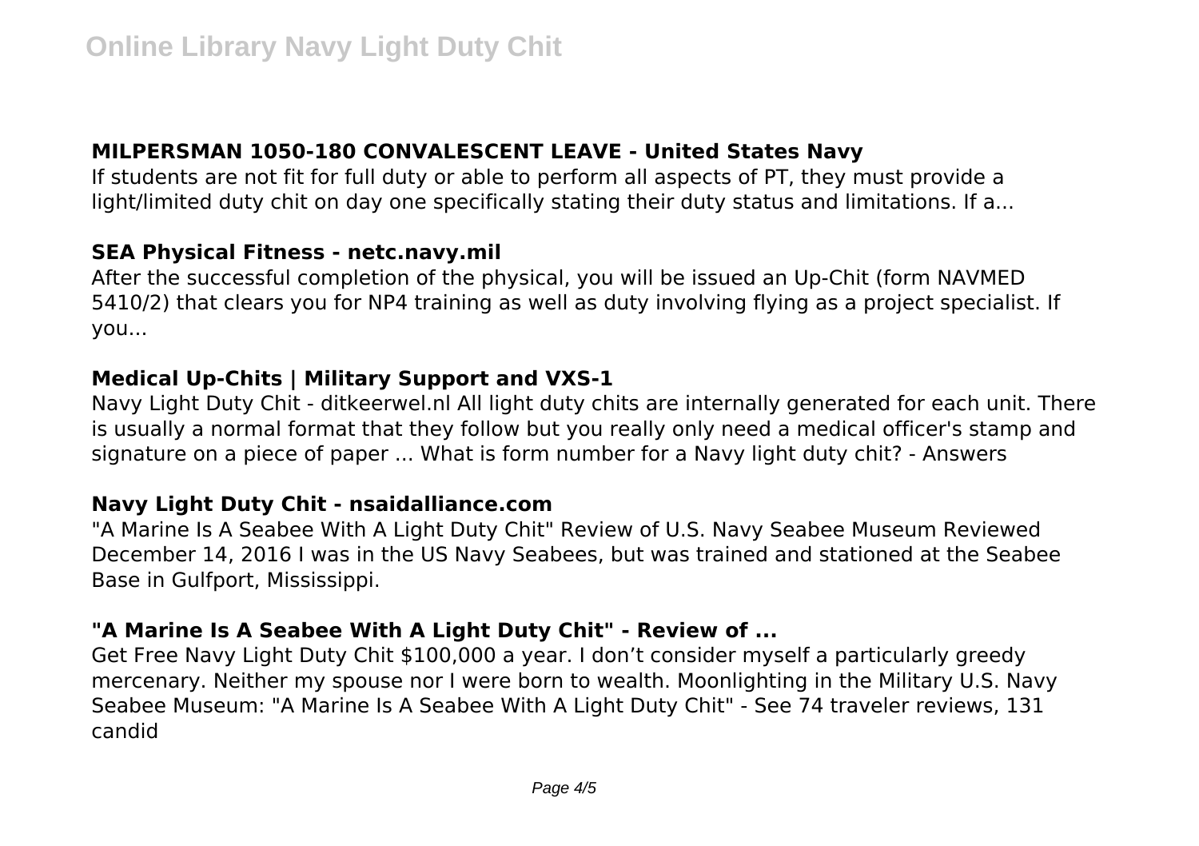## MILPERSMAN 1050-180 CONVALESCENT LEAVE - United States Navy

If students are not fit for full duty or able to perform all aspects of PT, they must provide a light/limited duty chit on day one specifically stating their duty status and limitations. If a...

## SEA Physical Fitness - netc.navy.mil

After the successful completion of the physical, you will be issued an Up-Chit (form NAVMED 5410/2) that clears you for NP4 training as well as duty involving flying as a project specialist. If you...

## Medical Up-Chits | Military Support and VXS-1

Navy Light Duty Chit - ditkeerwel.nl All light duty chits are internally generated for each unit. There is usually a normal format that they follow but you really only need a medical officer's stamp and signature on a piece of paper ... What is form number for a Navy light duty chit? - Answers

## Navy Light Duty Chit - nsaidalliance.com

"A Marine Is A Seabee With A Light Duty Chit" Review of U.S. Navy Seabee Museum Reviewed December 14, 2016 I was in the US Navy Seabees, but was trained and stationed at the Seabee Base in Gulfport, Mississippi.

## "A Marine Is A Seabee With A Light Duty Chit" - Review of ...

Get Free Navy Light Duty Chit $100,000 a year. I don't consider myself a particularly greedy mercenary. Neither my spouse nor I were born to wealth. Moonlighting in the Military U.S. Navy Seabee Museum: "A Marine Is A Seabee With A Light Duty Chit" - See 74 traveler reviews, 131 candid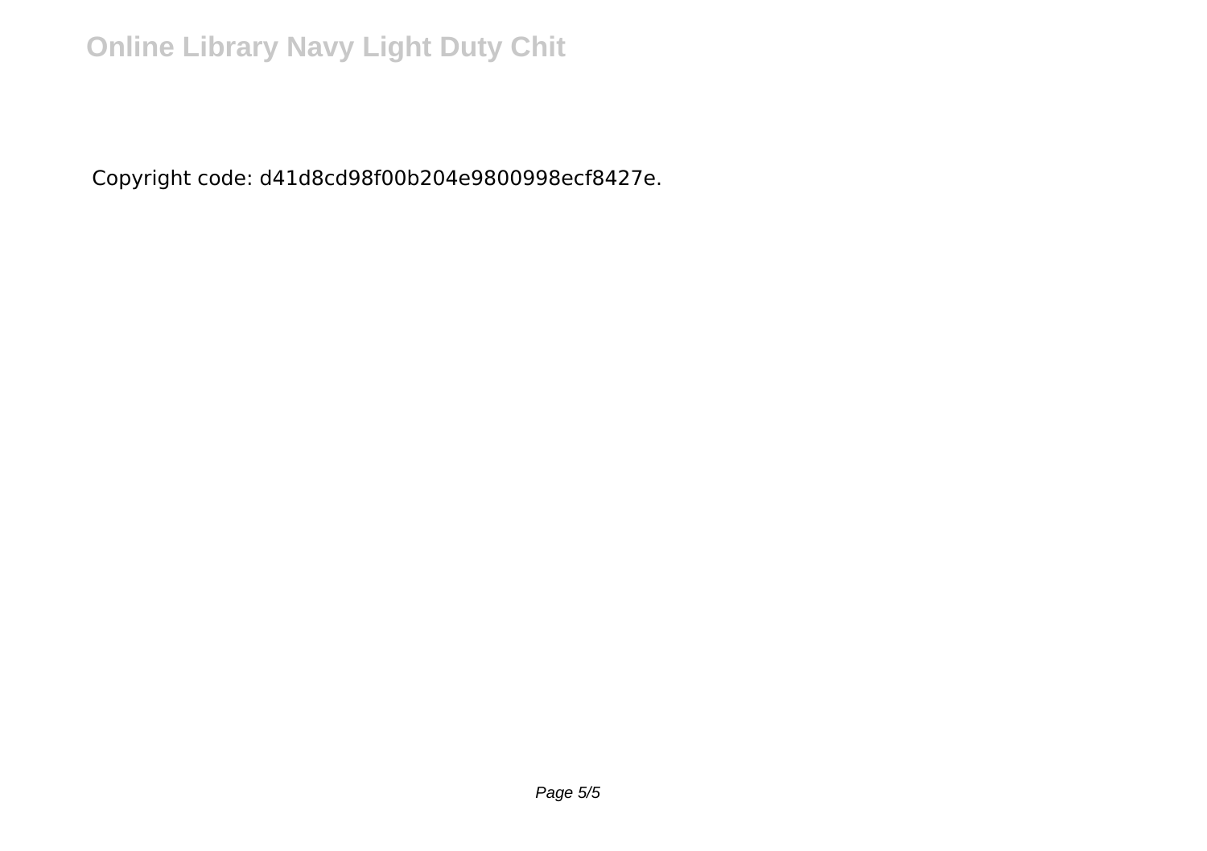Copyright code: d41d8cd98f00b204e9800998ecf8427e.